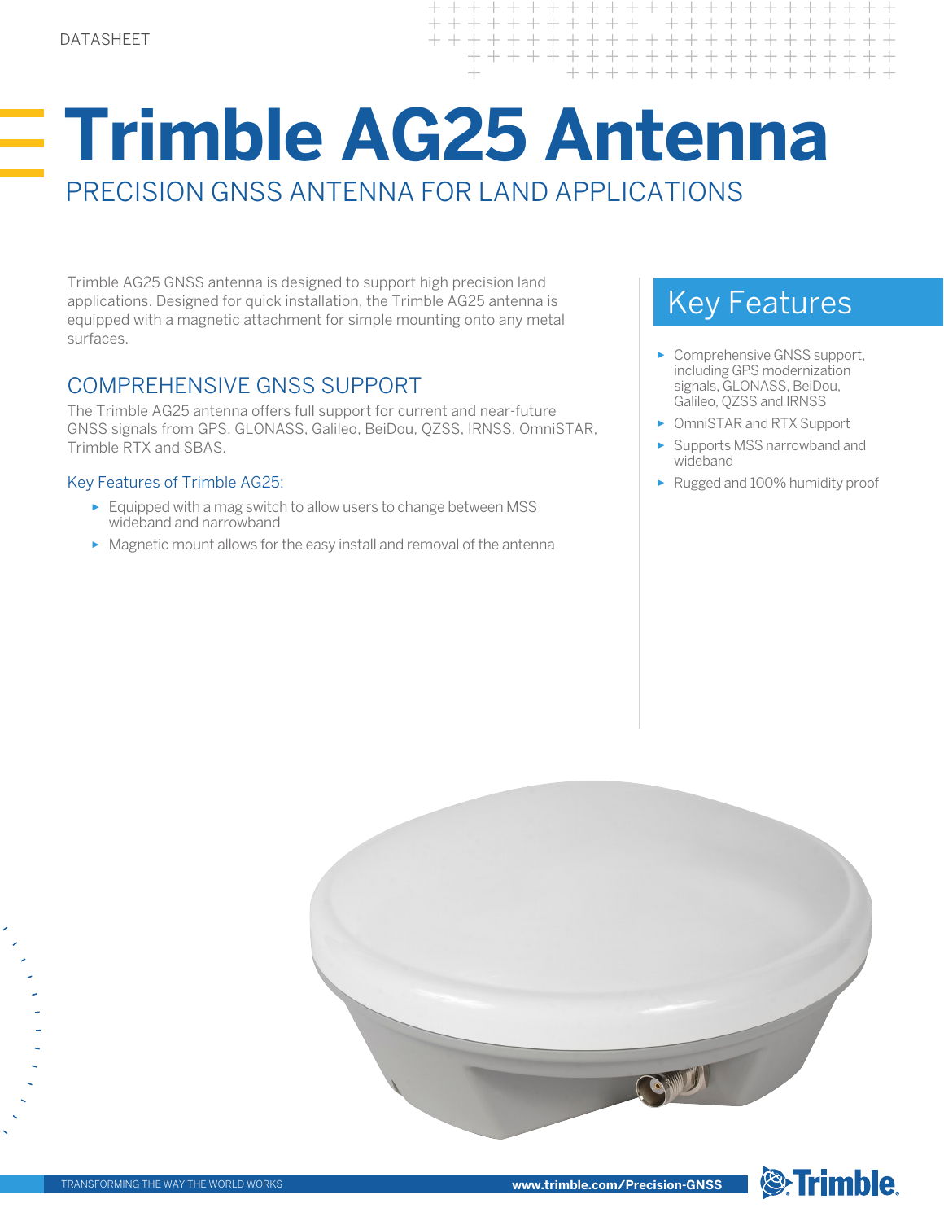DATASHEET

# Trimble AG25 Antenna

## PRECISION GNSS ANTENNA FOR LAND APPLICATIONS

Trimble AG25 GNSS antenna is designed to support high precision land applications. Designed for quick installation, the Trimble AG25 antenna is equipped with a magnetic attachment for simple mounting onto any metal surfaces.

## COMPREHENSIVE GNSS SUPPORT

The Trimble AG25 antenna offers full support for current and near-future GNSS signals from GPS, GLONASS, Galileo, BeiDou, QZSS, IRNSS, OmniSTAR, Trimble RTX and SBAS.

### Key Features of Trimble AG25:

- Equipped with a mag switch to allow users to change between MSS wideband and narrowband
- Magnetic mount allows for the easy install and removal of the antenna

## Key Features

- Comprehensive GNSS support, including GPS modernization signals, GLONASS, BeiDou, Galileo, QZSS and IRNSS
- OmniSTAR and RTX Support
- Supports MSS narrowband and wideband
- Rugged and 100% humidity proof

TRANSFORMING THE WAY THE WORLD WORKS

www.trimble.com/Precision-GNSS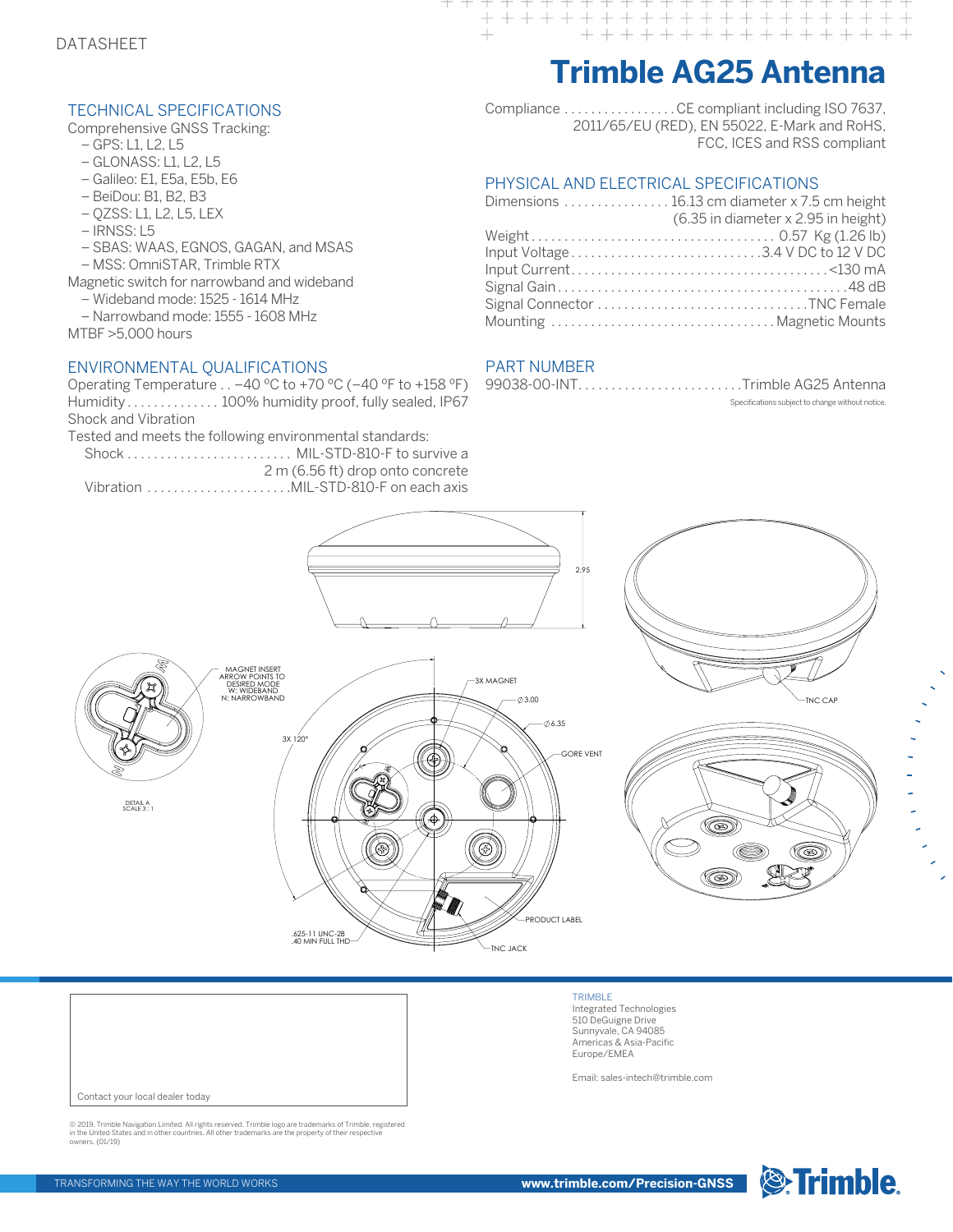DATASHEET

# Trimble AG25 Antenna

## TECHNICAL SPECIFICATIONS

Comprehensive GNSS Tracking:

- GPS: L1, L2, L5
- GLONASS: L1, L2, L5
- Galileo: E1, E5a, E5b, E6
- BeiDou: B1, B2, B3
- QZSS: L1, L2, L5, LEX
- IRNSS: L5
- SBAS: WAAS, EGNOS, GAGAN, and MSAS
- MSS: OmniSTAR, Trimble RTX

Magnetic switch for narrowband and wideband

- Wideband mode: 1525 - 1614 MHz
- Narrowband mode: 1555 - 1608 MHz

MTBF >5,000 hours

## ENVIRONMENTAL QUALIFICATIONS

Operating Temperature . . −40 °C to +70 °C (−40 °F to +158 °F)

Humidity . . . . . . . . . . . . . . 100% humidity proof, fully sealed, IP67

Shock and Vibration

Tested and meets the following environmental standards:

Shock . . . . . . . . . . . . . . . . . . . . . . . . . MIL-STD-810-F to survive a 2 m (6.56 ft) drop onto concrete

Vibration . . . . . . . . . . . . . . . . . . . . . .MIL-STD-810-F on each axis

Compliance . . . . . . . . . . . . . . . . . CE compliant including ISO 7637, 2011/65/EU (RED), EN 55022, E-Mark and RoHS, FCC, ICES and RSS compliant

## PHYSICAL AND ELECTRICAL SPECIFICATIONS

Dimensions . . . . . . . . . . . . . . . . 16.13 cm diameter x 7.5 cm height (6.35 in diameter x 2.95 in height)

Weight . . . . . . . . . . . . . . . . . . . . . . . . . . . . . . . . . . . . 0.57 Kg (1.26 lb)

Input Voltage . . . . . . . . . . . . . . . . . . . . . . . . . . . . .3.4 V DC to 12 V DC

Input Current . . . . . . . . . . . . . . . . . . . . . . . . . . . . . . . . . . . . . .<130 mA

Signal Gain . . . . . . . . . . . . . . . . . . . . . . . . . . . . . . . . . . . . . . . . . . .48 dB

Signal Connector . . . . . . . . . . . . . . . . . . . . . . . . . . . . . . . .TNC Female

Mounting . . . . . . . . . . . . . . . . . . . . . . . . . . . . . . . . . Magnetic Mounts

## PART NUMBER

99038-00-INT. . . . . . . . . . . . . . . . . . . . . . . . .Trimble AG25 Antenna

Specifications subject to change without notice.

2.95

MAGNET INSERT ARROW POINTS TO DESIRED MODE W: WIDEBAND N: NARROWBAND

DETAIL A SCALE 3 : 1

3X MAGNET

∅3.00

∅6.35

3X 120°

GORE VENT

PRODUCT LABEL

.625-11 UNC-2B .40 MIN FULL THD

TNC JACK

TNC CAP

Contact your local dealer today

TRIMBLE
Integrated Technologies
510 DeGuigne Drive
Sunnyvale, CA 94085
Americas & Asia-Pacific
Europe/EMEA

Email: sales-intech@trimble.com

© 2019, Trimble Navigation Limited. All rights reserved. Trimble logo are trademarks of Trimble, registered in the United States and in other countries. All other trademarks are the property of their respective owners. (01/19)

TRANSFORMING THE WAY THE WORLD WORKS

www.trimble.com/Precision-GNSS